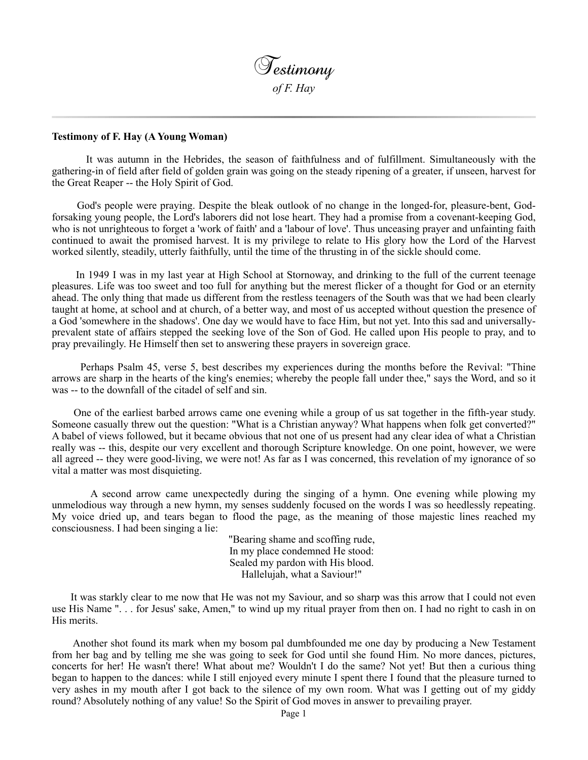# *Testimony*

*of F. Hay*

---

**Testimony of F. Hay (A Young Woman)**

It was autumn in the Hebrides, the season of faithfulness and of fulfillment. Simultaneously with the gathering-in of field after field of golden grain was going on the steady ripening of a greater, if unseen, harvest for the Great Reaper -- the Holy Spirit of God.

God's people were praying. Despite the bleak outlook of no change in the longed-for, pleasure-bent, God-forsaking young people, the Lord's laborers did not lose heart. They had a promise from a covenant-keeping God, who is not unrighteous to forget a 'work of faith' and a 'labour of love'. Thus unceasing prayer and unfainting faith continued to await the promised harvest. It is my privilege to relate to His glory how the Lord of the Harvest worked silently, steadily, utterly faithfully, until the time of the thrusting in of the sickle should come.

In 1949 I was in my last year at High School at Stornoway, and drinking to the full of the current teenage pleasures. Life was too sweet and too full for anything but the merest flicker of a thought for God or an eternity ahead. The only thing that made us different from the restless teenagers of the South was that we had been clearly taught at home, at school and at church, of a better way, and most of us accepted without question the presence of a God 'somewhere in the shadows'. One day we would have to face Him, but not yet. Into this sad and universally-prevalent state of affairs stepped the seeking love of the Son of God. He called upon His people to pray, and to pray prevailingly. He Himself then set to answering these prayers in sovereign grace.

Perhaps Psalm 45, verse 5, best describes my experiences during the months before the Revival: "Thine arrows are sharp in the hearts of the king's enemies; whereby the people fall under thee," says the Word, and so it was -- to the downfall of the citadel of self and sin.

One of the earliest barbed arrows came one evening while a group of us sat together in the fifth-year study. Someone casually threw out the question: "What is a Christian anyway? What happens when folk get converted?" A babel of views followed, but it became obvious that not one of us present had any clear idea of what a Christian really was -- this, despite our very excellent and thorough Scripture knowledge. On one point, however, we were all agreed -- they were good-living, we were not! As far as I was concerned, this revelation of my ignorance of so vital a matter was most disquieting.

A second arrow came unexpectedly during the singing of a hymn. One evening while plowing my unmelodious way through a new hymn, my senses suddenly focused on the words I was so heedlessly repeating. My voice dried up, and tears began to flood the page, as the meaning of those majestic lines reached my consciousness. I had been singing a lie:

"Bearing shame and scoffing rude,  
In my place condemned He stood:  
Sealed my pardon with His blood.  
Hallelujah, what a Saviour!"

It was starkly clear to me now that He was not my Saviour, and so sharp was this arrow that I could not even use His Name ". . . for Jesus' sake, Amen," to wind up my ritual prayer from then on. I had no right to cash in on His merits.

Another shot found its mark when my bosom pal dumbfounded me one day by producing a New Testament from her bag and by telling me she was going to seek for God until she found Him. No more dances, pictures, concerts for her! He wasn't there! What about me? Wouldn't I do the same? Not yet! But then a curious thing began to happen to the dances: while I still enjoyed every minute I spent there I found that the pleasure turned to very ashes in my mouth after I got back to the silence of my own room. What was I getting out of my giddy round? Absolutely nothing of any value! So the Spirit of God moves in answer to prevailing prayer.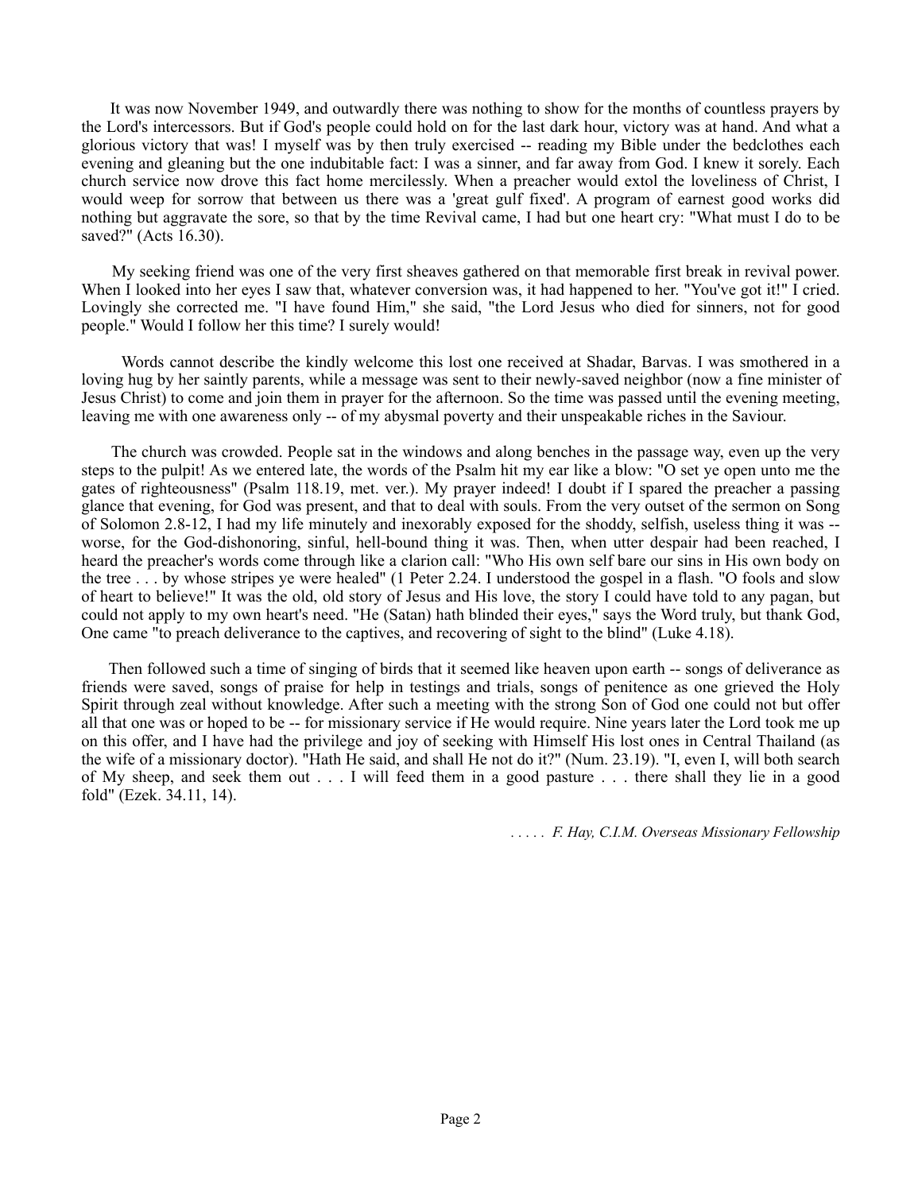It was now November 1949, and outwardly there was nothing to show for the months of countless prayers by the Lord's intercessors. But if God's people could hold on for the last dark hour, victory was at hand. And what a glorious victory that was! I myself was by then truly exercised -- reading my Bible under the bedclothes each evening and gleaning but the one indubitable fact: I was a sinner, and far away from God. I knew it sorely. Each church service now drove this fact home mercilessly. When a preacher would extol the loveliness of Christ, I would weep for sorrow that between us there was a 'great gulf fixed'. A program of earnest good works did nothing but aggravate the sore, so that by the time Revival came, I had but one heart cry: "What must I do to be saved?" (Acts 16.30).

My seeking friend was one of the very first sheaves gathered on that memorable first break in revival power. When I looked into her eyes I saw that, whatever conversion was, it had happened to her. "You've got it!" I cried. Lovingly she corrected me. "I have found Him," she said, "the Lord Jesus who died for sinners, not for good people." Would I follow her this time? I surely would!

Words cannot describe the kindly welcome this lost one received at Shadar, Barvas. I was smothered in a loving hug by her saintly parents, while a message was sent to their newly-saved neighbor (now a fine minister of Jesus Christ) to come and join them in prayer for the afternoon. So the time was passed until the evening meeting, leaving me with one awareness only -- of my abysmal poverty and their unspeakable riches in the Saviour.

The church was crowded. People sat in the windows and along benches in the passage way, even up the very steps to the pulpit! As we entered late, the words of the Psalm hit my ear like a blow: "O set ye open unto me the gates of righteousness" (Psalm 118.19, met. ver.). My prayer indeed! I doubt if I spared the preacher a passing glance that evening, for God was present, and that to deal with souls. From the very outset of the sermon on Song of Solomon 2.8-12, I had my life minutely and inexorably exposed for the shoddy, selfish, useless thing it was -- worse, for the God-dishonoring, sinful, hell-bound thing it was. Then, when utter despair had been reached, I heard the preacher's words come through like a clarion call: "Who His own self bare our sins in His own body on the tree . . . by whose stripes ye were healed" (1 Peter 2.24. I understood the gospel in a flash. "O fools and slow of heart to believe!" It was the old, old story of Jesus and His love, the story I could have told to any pagan, but could not apply to my own heart's need. "He (Satan) hath blinded their eyes," says the Word truly, but thank God, One came "to preach deliverance to the captives, and recovering of sight to the blind" (Luke 4.18).

Then followed such a time of singing of birds that it seemed like heaven upon earth -- songs of deliverance as friends were saved, songs of praise for help in testings and trials, songs of penitence as one grieved the Holy Spirit through zeal without knowledge. After such a meeting with the strong Son of God one could not but offer all that one was or hoped to be -- for missionary service if He would require. Nine years later the Lord took me up on this offer, and I have had the privilege and joy of seeking with Himself His lost ones in Central Thailand (as the wife of a missionary doctor). "Hath He said, and shall He not do it?" (Num. 23.19). "I, even I, will both search of My sheep, and seek them out . . . I will feed them in a good pasture . . . there shall they lie in a good fold" (Ezek. 34.11, 14).

*. . . . . F. Hay, C.I.M. Overseas Missionary Fellowship*